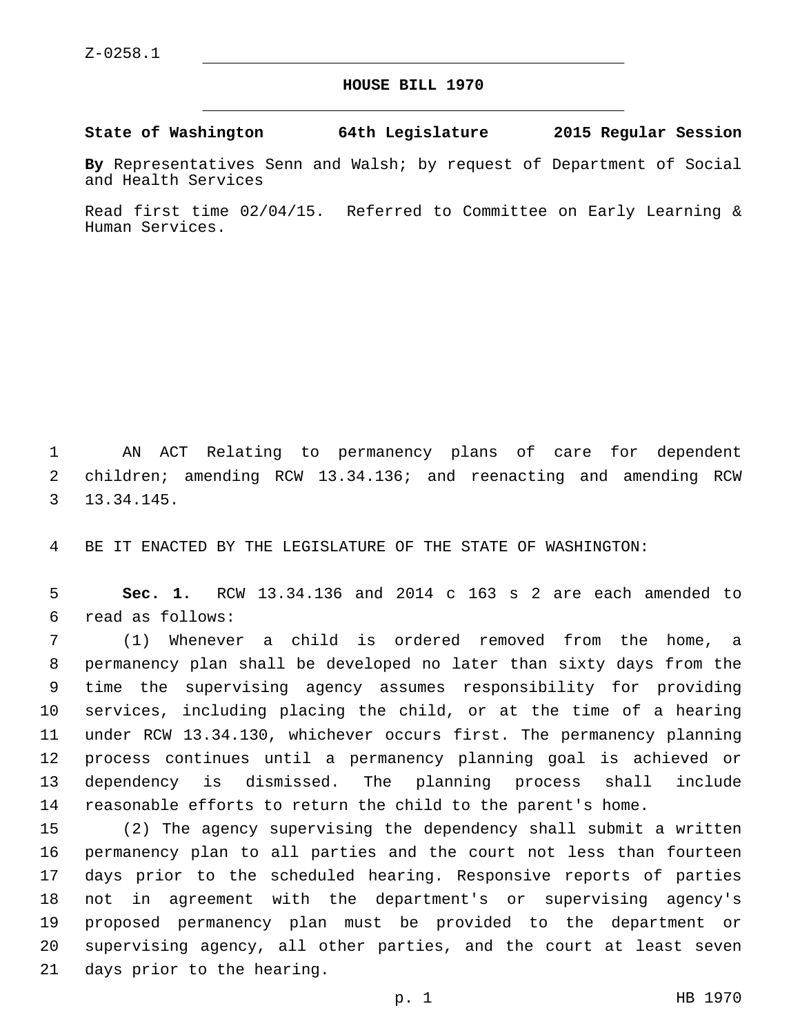Z-0258.1

# HOUSE BILL 1970

**State of Washington 64th Legislature 2015 Regular Session**

**By** Representatives Senn and Walsh; by request of Department of Social and Health Services

Read first time 02/04/15. Referred to Committee on Early Learning & Human Services.

AN ACT Relating to permanency plans of care for dependent children; amending RCW 13.34.136; and reenacting and amending RCW 13.34.145.

BE IT ENACTED BY THE LEGISLATURE OF THE STATE OF WASHINGTON:

**Sec. 1.** RCW 13.34.136 and 2014 c 163 s 2 are each amended to read as follows:

(1) Whenever a child is ordered removed from the home, a permanency plan shall be developed no later than sixty days from the time the supervising agency assumes responsibility for providing services, including placing the child, or at the time of a hearing under RCW 13.34.130, whichever occurs first. The permanency planning process continues until a permanency planning goal is achieved or dependency is dismissed. The planning process shall include reasonable efforts to return the child to the parent's home.

(2) The agency supervising the dependency shall submit a written permanency plan to all parties and the court not less than fourteen days prior to the scheduled hearing. Responsive reports of parties not in agreement with the department's or supervising agency's proposed permanency plan must be provided to the department or supervising agency, all other parties, and the court at least seven days prior to the hearing.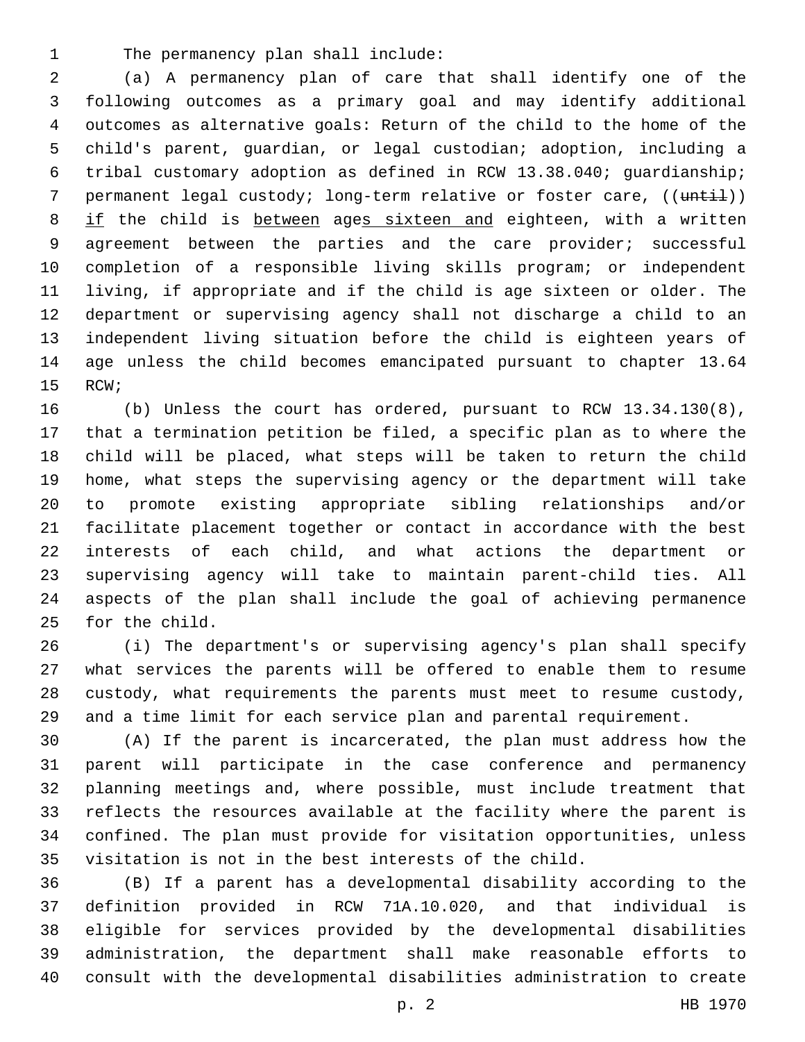The permanency plan shall include:

(a) A permanency plan of care that shall identify one of the following outcomes as a primary goal and may identify additional outcomes as alternative goals: Return of the child to the home of the child's parent, guardian, or legal custodian; adoption, including a tribal customary adoption as defined in RCW 13.38.040; guardianship; permanent legal custody; long-term relative or foster care, ((~~until~~)) <u>if</u> the child is <u>between</u> age<u>s sixteen and</u> eighteen, with a written agreement between the parties and the care provider; successful completion of a responsible living skills program; or independent living, if appropriate and if the child is age sixteen or older. The department or supervising agency shall not discharge a child to an independent living situation before the child is eighteen years of age unless the child becomes emancipated pursuant to chapter 13.64 RCW;

(b) Unless the court has ordered, pursuant to RCW 13.34.130(8), that a termination petition be filed, a specific plan as to where the child will be placed, what steps will be taken to return the child home, what steps the supervising agency or the department will take to promote existing appropriate sibling relationships and/or facilitate placement together or contact in accordance with the best interests of each child, and what actions the department or supervising agency will take to maintain parent-child ties. All aspects of the plan shall include the goal of achieving permanence for the child.

(i) The department's or supervising agency's plan shall specify what services the parents will be offered to enable them to resume custody, what requirements the parents must meet to resume custody, and a time limit for each service plan and parental requirement.

(A) If the parent is incarcerated, the plan must address how the parent will participate in the case conference and permanency planning meetings and, where possible, must include treatment that reflects the resources available at the facility where the parent is confined. The plan must provide for visitation opportunities, unless visitation is not in the best interests of the child.

(B) If a parent has a developmental disability according to the definition provided in RCW 71A.10.020, and that individual is eligible for services provided by the developmental disabilities administration, the department shall make reasonable efforts to consult with the developmental disabilities administration to create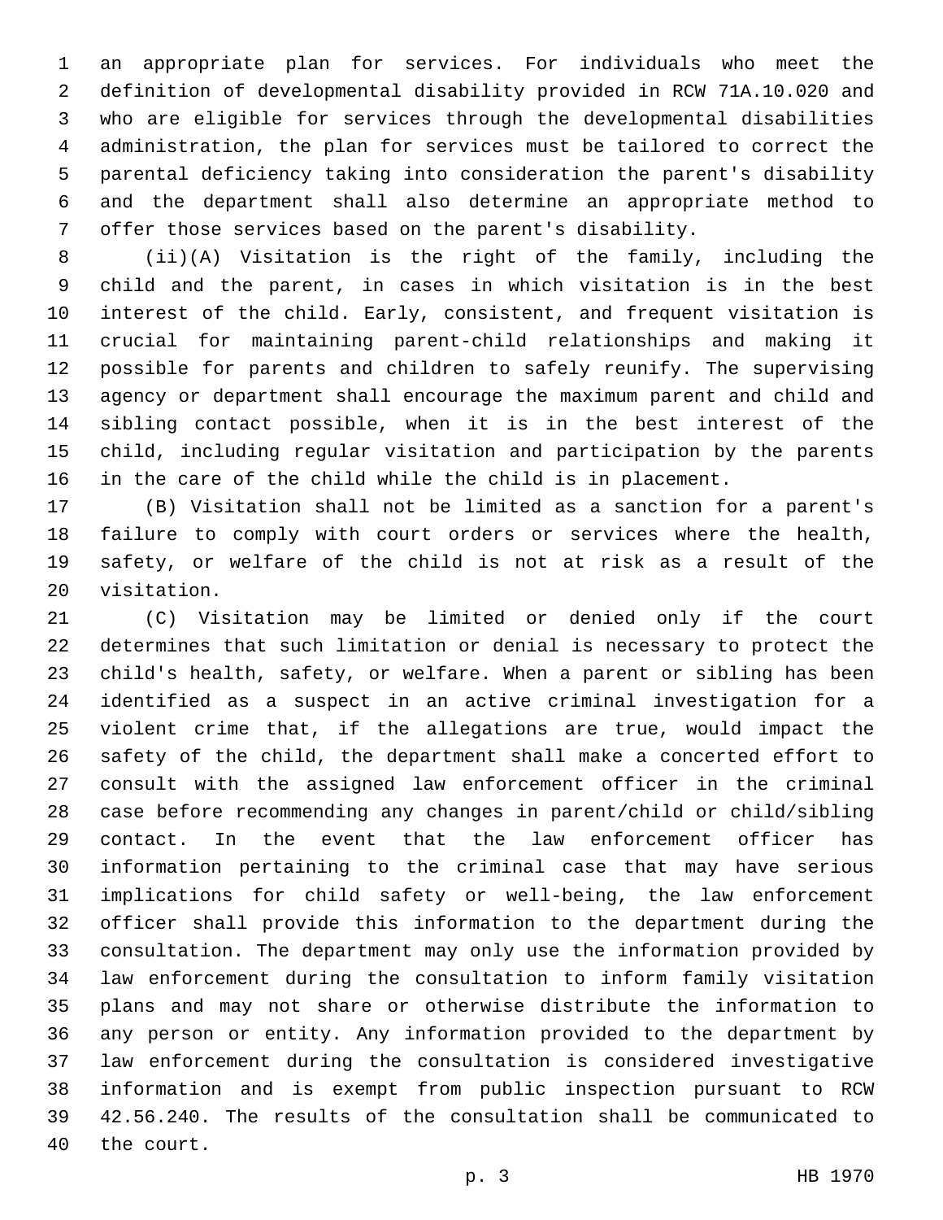an appropriate plan for services. For individuals who meet the definition of developmental disability provided in RCW 71A.10.020 and who are eligible for services through the developmental disabilities administration, the plan for services must be tailored to correct the parental deficiency taking into consideration the parent's disability and the department shall also determine an appropriate method to offer those services based on the parent's disability.

(ii)(A) Visitation is the right of the family, including the child and the parent, in cases in which visitation is in the best interest of the child. Early, consistent, and frequent visitation is crucial for maintaining parent-child relationships and making it possible for parents and children to safely reunify. The supervising agency or department shall encourage the maximum parent and child and sibling contact possible, when it is in the best interest of the child, including regular visitation and participation by the parents in the care of the child while the child is in placement.

(B) Visitation shall not be limited as a sanction for a parent's failure to comply with court orders or services where the health, safety, or welfare of the child is not at risk as a result of the visitation.

(C) Visitation may be limited or denied only if the court determines that such limitation or denial is necessary to protect the child's health, safety, or welfare. When a parent or sibling has been identified as a suspect in an active criminal investigation for a violent crime that, if the allegations are true, would impact the safety of the child, the department shall make a concerted effort to consult with the assigned law enforcement officer in the criminal case before recommending any changes in parent/child or child/sibling contact. In the event that the law enforcement officer has information pertaining to the criminal case that may have serious implications for child safety or well-being, the law enforcement officer shall provide this information to the department during the consultation. The department may only use the information provided by law enforcement during the consultation to inform family visitation plans and may not share or otherwise distribute the information to any person or entity. Any information provided to the department by law enforcement during the consultation is considered investigative information and is exempt from public inspection pursuant to RCW 42.56.240. The results of the consultation shall be communicated to the court.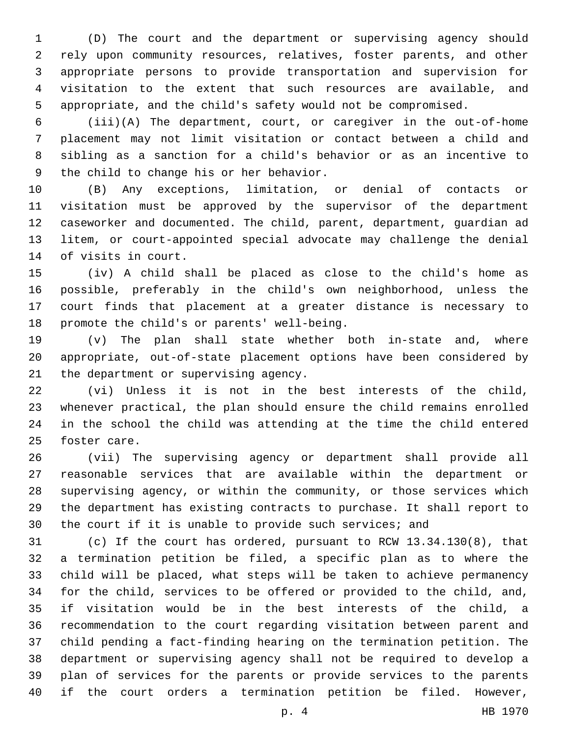(D) The court and the department or supervising agency should rely upon community resources, relatives, foster parents, and other appropriate persons to provide transportation and supervision for visitation to the extent that such resources are available, and appropriate, and the child's safety would not be compromised.

(iii)(A) The department, court, or caregiver in the out-of-home placement may not limit visitation or contact between a child and sibling as a sanction for a child's behavior or as an incentive to the child to change his or her behavior.

(B) Any exceptions, limitation, or denial of contacts or visitation must be approved by the supervisor of the department caseworker and documented. The child, parent, department, guardian ad litem, or court-appointed special advocate may challenge the denial of visits in court.

(iv) A child shall be placed as close to the child's home as possible, preferably in the child's own neighborhood, unless the court finds that placement at a greater distance is necessary to promote the child's or parents' well-being.

(v) The plan shall state whether both in-state and, where appropriate, out-of-state placement options have been considered by the department or supervising agency.

(vi) Unless it is not in the best interests of the child, whenever practical, the plan should ensure the child remains enrolled in the school the child was attending at the time the child entered foster care.

(vii) The supervising agency or department shall provide all reasonable services that are available within the department or supervising agency, or within the community, or those services which the department has existing contracts to purchase. It shall report to the court if it is unable to provide such services; and

(c) If the court has ordered, pursuant to RCW 13.34.130(8), that a termination petition be filed, a specific plan as to where the child will be placed, what steps will be taken to achieve permanency for the child, services to be offered or provided to the child, and, if visitation would be in the best interests of the child, a recommendation to the court regarding visitation between parent and child pending a fact-finding hearing on the termination petition. The department or supervising agency shall not be required to develop a plan of services for the parents or provide services to the parents if the court orders a termination petition be filed. However,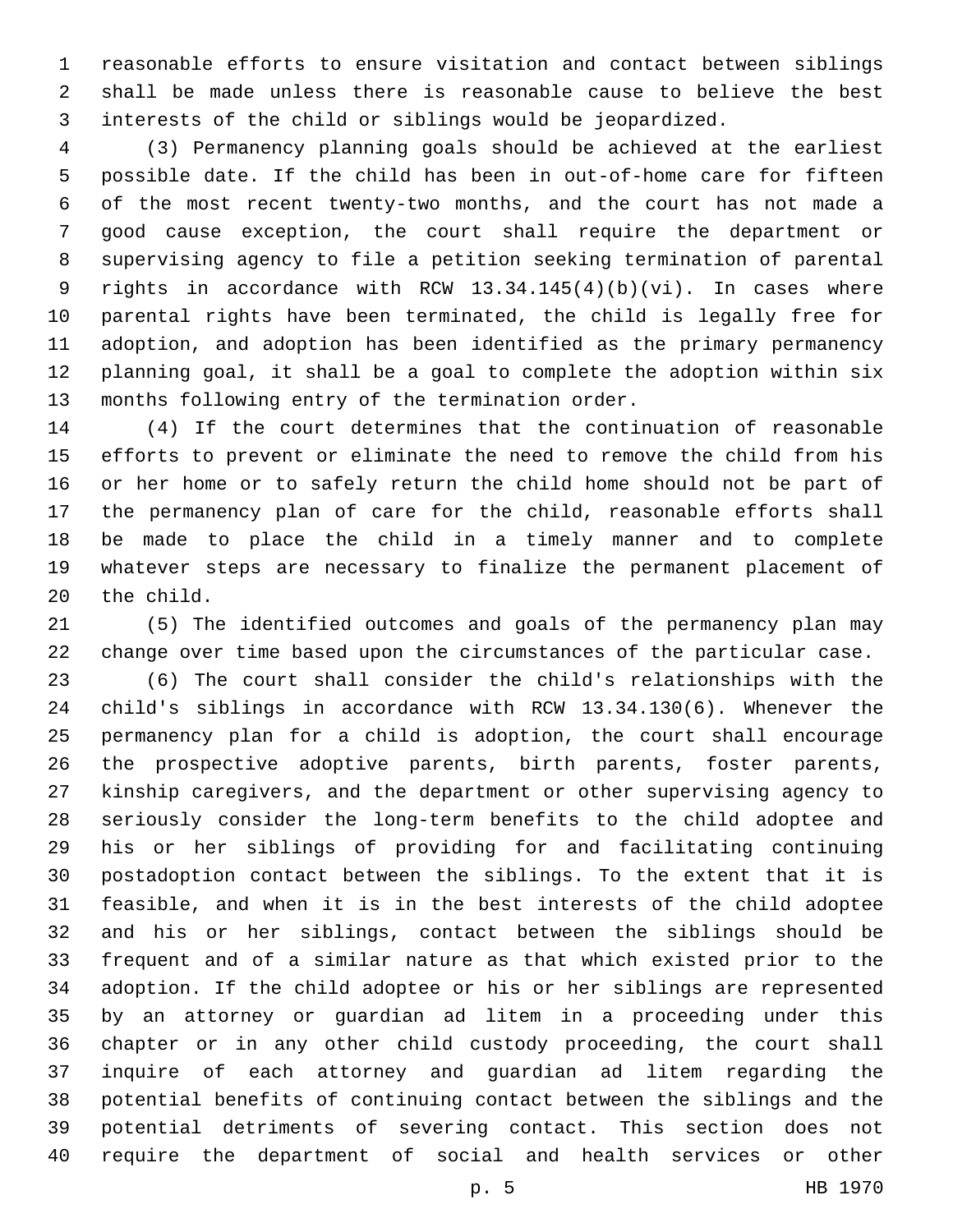reasonable efforts to ensure visitation and contact between siblings shall be made unless there is reasonable cause to believe the best interests of the child or siblings would be jeopardized.

(3) Permanency planning goals should be achieved at the earliest possible date. If the child has been in out-of-home care for fifteen of the most recent twenty-two months, and the court has not made a good cause exception, the court shall require the department or supervising agency to file a petition seeking termination of parental rights in accordance with RCW 13.34.145(4)(b)(vi). In cases where parental rights have been terminated, the child is legally free for adoption, and adoption has been identified as the primary permanency planning goal, it shall be a goal to complete the adoption within six months following entry of the termination order.

(4) If the court determines that the continuation of reasonable efforts to prevent or eliminate the need to remove the child from his or her home or to safely return the child home should not be part of the permanency plan of care for the child, reasonable efforts shall be made to place the child in a timely manner and to complete whatever steps are necessary to finalize the permanent placement of the child.

(5) The identified outcomes and goals of the permanency plan may change over time based upon the circumstances of the particular case.

(6) The court shall consider the child's relationships with the child's siblings in accordance with RCW 13.34.130(6). Whenever the permanency plan for a child is adoption, the court shall encourage the prospective adoptive parents, birth parents, foster parents, kinship caregivers, and the department or other supervising agency to seriously consider the long-term benefits to the child adoptee and his or her siblings of providing for and facilitating continuing postadoption contact between the siblings. To the extent that it is feasible, and when it is in the best interests of the child adoptee and his or her siblings, contact between the siblings should be frequent and of a similar nature as that which existed prior to the adoption. If the child adoptee or his or her siblings are represented by an attorney or guardian ad litem in a proceeding under this chapter or in any other child custody proceeding, the court shall inquire of each attorney and guardian ad litem regarding the potential benefits of continuing contact between the siblings and the potential detriments of severing contact. This section does not require the department of social and health services or other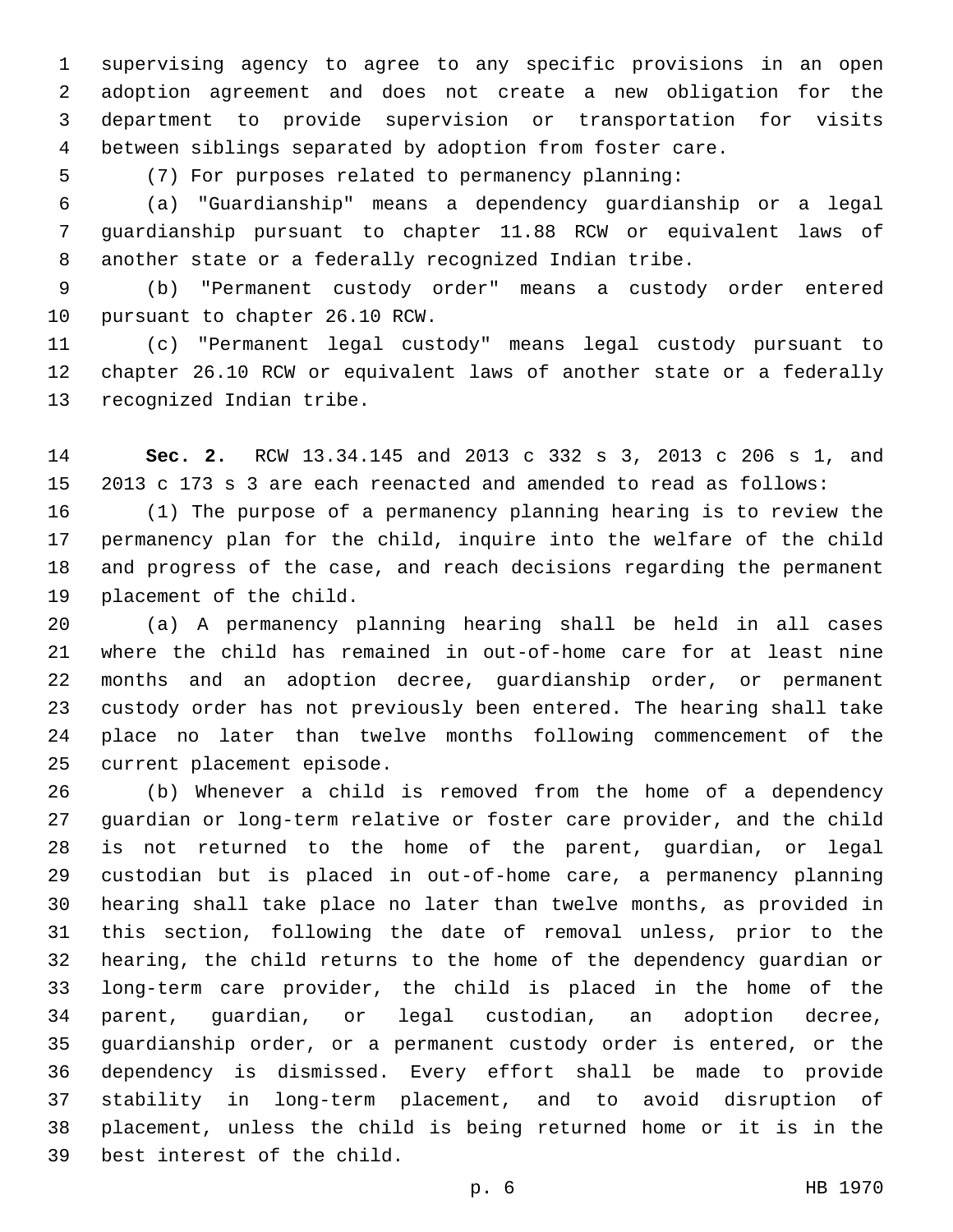supervising agency to agree to any specific provisions in an open adoption agreement and does not create a new obligation for the department to provide supervision or transportation for visits between siblings separated by adoption from foster care.

(7) For purposes related to permanency planning:

(a) "Guardianship" means a dependency guardianship or a legal guardianship pursuant to chapter 11.88 RCW or equivalent laws of another state or a federally recognized Indian tribe.

(b) "Permanent custody order" means a custody order entered pursuant to chapter 26.10 RCW.

(c) "Permanent legal custody" means legal custody pursuant to chapter 26.10 RCW or equivalent laws of another state or a federally recognized Indian tribe.

**Sec. 2.** RCW 13.34.145 and 2013 c 332 s 3, 2013 c 206 s 1, and 2013 c 173 s 3 are each reenacted and amended to read as follows:

(1) The purpose of a permanency planning hearing is to review the permanency plan for the child, inquire into the welfare of the child and progress of the case, and reach decisions regarding the permanent placement of the child.

(a) A permanency planning hearing shall be held in all cases where the child has remained in out-of-home care for at least nine months and an adoption decree, guardianship order, or permanent custody order has not previously been entered. The hearing shall take place no later than twelve months following commencement of the current placement episode.

(b) Whenever a child is removed from the home of a dependency guardian or long-term relative or foster care provider, and the child is not returned to the home of the parent, guardian, or legal custodian but is placed in out-of-home care, a permanency planning hearing shall take place no later than twelve months, as provided in this section, following the date of removal unless, prior to the hearing, the child returns to the home of the dependency guardian or long-term care provider, the child is placed in the home of the parent, guardian, or legal custodian, an adoption decree, guardianship order, or a permanent custody order is entered, or the dependency is dismissed. Every effort shall be made to provide stability in long-term placement, and to avoid disruption of placement, unless the child is being returned home or it is in the best interest of the child.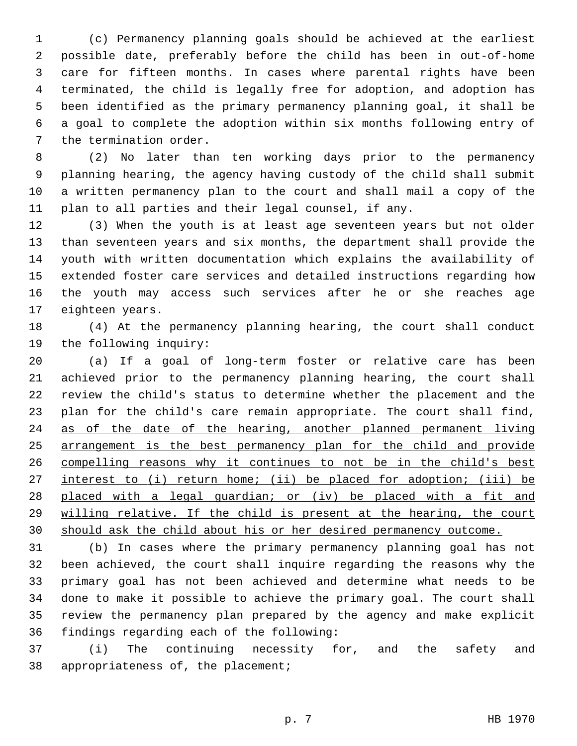(c) Permanency planning goals should be achieved at the earliest possible date, preferably before the child has been in out-of-home care for fifteen months. In cases where parental rights have been terminated, the child is legally free for adoption, and adoption has been identified as the primary permanency planning goal, it shall be a goal to complete the adoption within six months following entry of the termination order.

(2) No later than ten working days prior to the permanency planning hearing, the agency having custody of the child shall submit a written permanency plan to the court and shall mail a copy of the plan to all parties and their legal counsel, if any.

(3) When the youth is at least age seventeen years but not older than seventeen years and six months, the department shall provide the youth with written documentation which explains the availability of extended foster care services and detailed instructions regarding how the youth may access such services after he or she reaches age eighteen years.

(4) At the permanency planning hearing, the court shall conduct the following inquiry:

(a) If a goal of long-term foster or relative care has been achieved prior to the permanency planning hearing, the court shall review the child's status to determine whether the placement and the plan for the child's care remain appropriate. <u>The court shall find, as of the date of the hearing, another planned permanent living arrangement is the best permanency plan for the child and provide compelling reasons why it continues to not be in the child's best interest to (i) return home; (ii) be placed for adoption; (iii) be placed with a legal guardian; or (iv) be placed with a fit and willing relative. If the child is present at the hearing, the court should ask the child about his or her desired permanency outcome.</u>

(b) In cases where the primary permanency planning goal has not been achieved, the court shall inquire regarding the reasons why the primary goal has not been achieved and determine what needs to be done to make it possible to achieve the primary goal. The court shall review the permanency plan prepared by the agency and make explicit findings regarding each of the following:

(i) The continuing necessity for, and the safety and appropriateness of, the placement;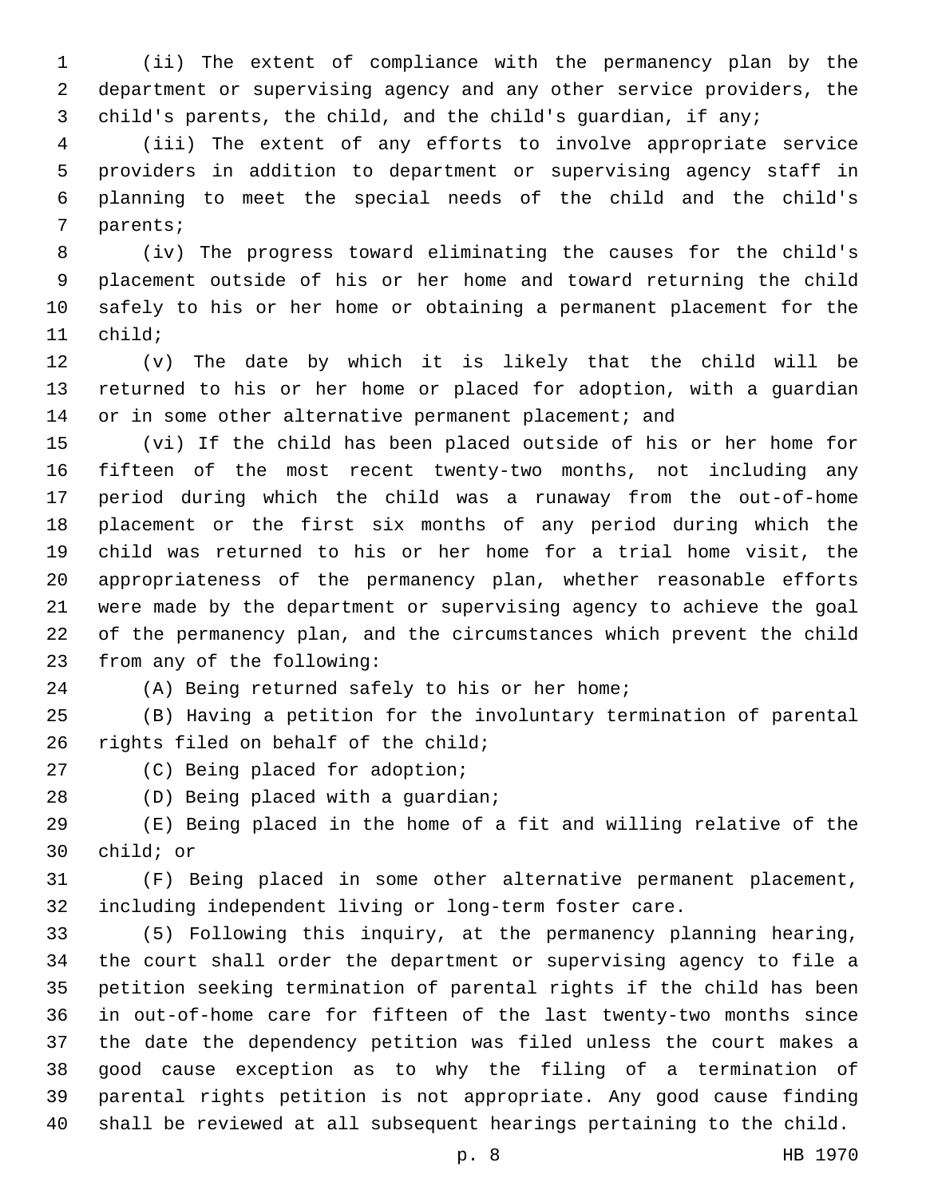(ii) The extent of compliance with the permanency plan by the department or supervising agency and any other service providers, the child's parents, the child, and the child's guardian, if any;

(iii) The extent of any efforts to involve appropriate service providers in addition to department or supervising agency staff in planning to meet the special needs of the child and the child's parents;

(iv) The progress toward eliminating the causes for the child's placement outside of his or her home and toward returning the child safely to his or her home or obtaining a permanent placement for the child;

(v) The date by which it is likely that the child will be returned to his or her home or placed for adoption, with a guardian or in some other alternative permanent placement; and

(vi) If the child has been placed outside of his or her home for fifteen of the most recent twenty-two months, not including any period during which the child was a runaway from the out-of-home placement or the first six months of any period during which the child was returned to his or her home for a trial home visit, the appropriateness of the permanency plan, whether reasonable efforts were made by the department or supervising agency to achieve the goal of the permanency plan, and the circumstances which prevent the child from any of the following:

(A) Being returned safely to his or her home;

(B) Having a petition for the involuntary termination of parental rights filed on behalf of the child;

(C) Being placed for adoption;

(D) Being placed with a guardian;

(E) Being placed in the home of a fit and willing relative of the child; or

(F) Being placed in some other alternative permanent placement, including independent living or long-term foster care.

(5) Following this inquiry, at the permanency planning hearing, the court shall order the department or supervising agency to file a petition seeking termination of parental rights if the child has been in out-of-home care for fifteen of the last twenty-two months since the date the dependency petition was filed unless the court makes a good cause exception as to why the filing of a termination of parental rights petition is not appropriate. Any good cause finding shall be reviewed at all subsequent hearings pertaining to the child.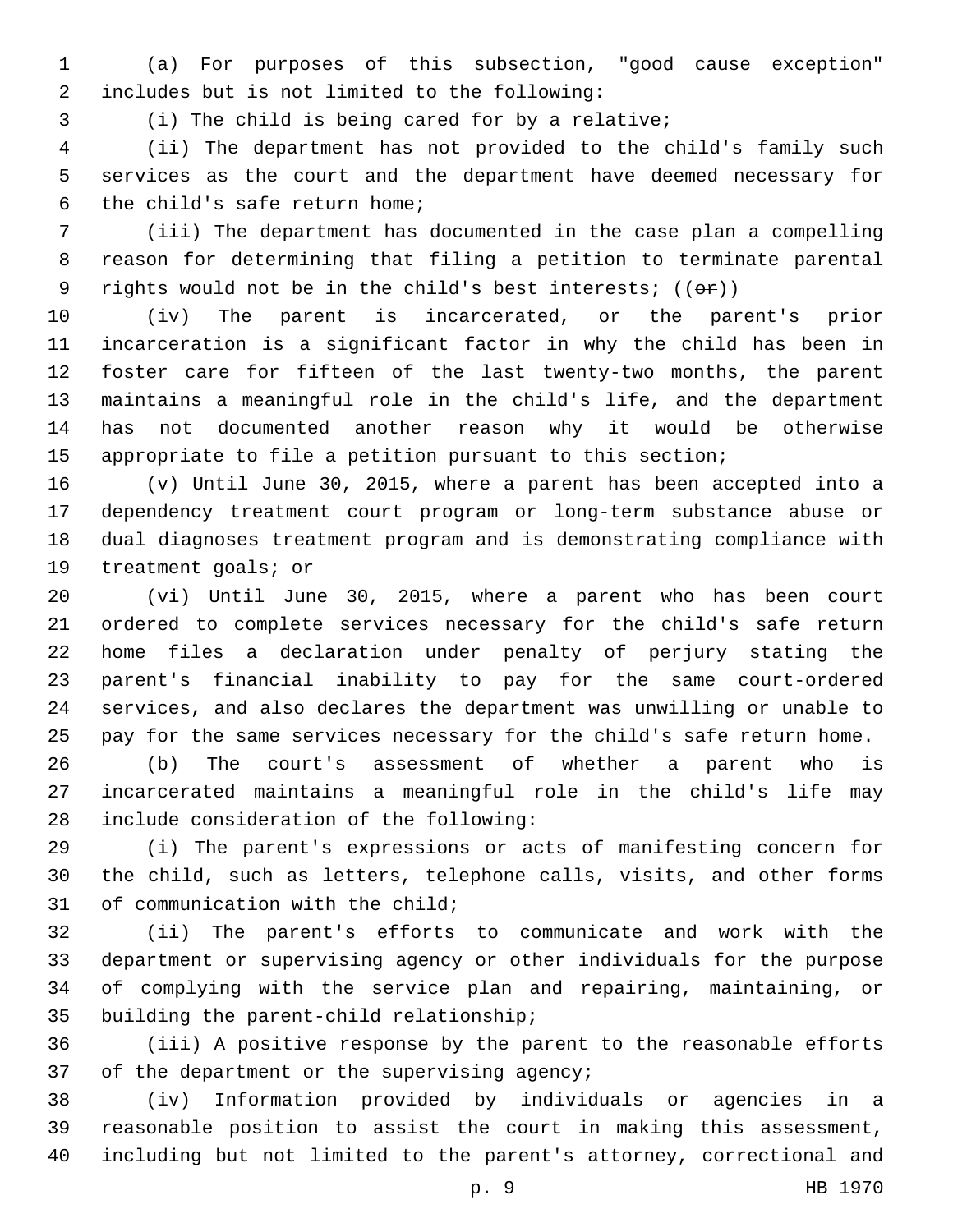(a) For purposes of this subsection, "good cause exception" includes but is not limited to the following:

(i) The child is being cared for by a relative;

(ii) The department has not provided to the child's family such services as the court and the department have deemed necessary for the child's safe return home;

(iii) The department has documented in the case plan a compelling reason for determining that filing a petition to terminate parental rights would not be in the child's best interests; ((~~or~~))

(iv) The parent is incarcerated, or the parent's prior incarceration is a significant factor in why the child has been in foster care for fifteen of the last twenty-two months, the parent maintains a meaningful role in the child's life, and the department has not documented another reason why it would be otherwise appropriate to file a petition pursuant to this section;

(v) Until June 30, 2015, where a parent has been accepted into a dependency treatment court program or long-term substance abuse or dual diagnoses treatment program and is demonstrating compliance with treatment goals; or

(vi) Until June 30, 2015, where a parent who has been court ordered to complete services necessary for the child's safe return home files a declaration under penalty of perjury stating the parent's financial inability to pay for the same court-ordered services, and also declares the department was unwilling or unable to pay for the same services necessary for the child's safe return home.

(b) The court's assessment of whether a parent who is incarcerated maintains a meaningful role in the child's life may include consideration of the following:

(i) The parent's expressions or acts of manifesting concern for the child, such as letters, telephone calls, visits, and other forms of communication with the child;

(ii) The parent's efforts to communicate and work with the department or supervising agency or other individuals for the purpose of complying with the service plan and repairing, maintaining, or building the parent-child relationship;

(iii) A positive response by the parent to the reasonable efforts of the department or the supervising agency;

(iv) Information provided by individuals or agencies in a reasonable position to assist the court in making this assessment, including but not limited to the parent's attorney, correctional and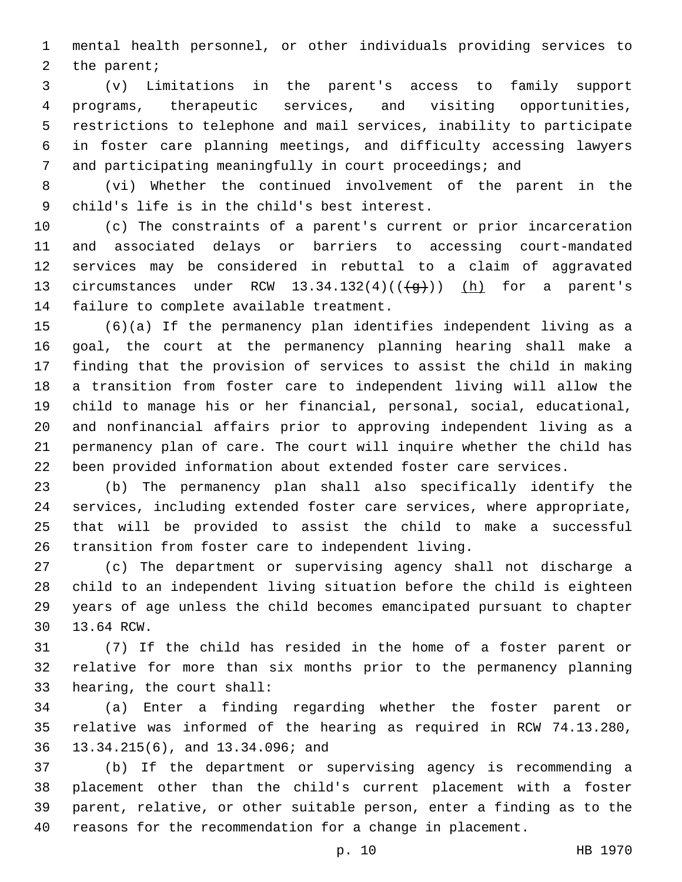mental health personnel, or other individuals providing services to the parent;

(v) Limitations in the parent's access to family support programs, therapeutic services, and visiting opportunities, restrictions to telephone and mail services, inability to participate in foster care planning meetings, and difficulty accessing lawyers and participating meaningfully in court proceedings; and

(vi) Whether the continued involvement of the parent in the child's life is in the child's best interest.

(c) The constraints of a parent's current or prior incarceration and associated delays or barriers to accessing court-mandated services may be considered in rebuttal to a claim of aggravated circumstances under RCW 13.34.132(4)((~~(g)~~)) <u>(h)</u> for a parent's failure to complete available treatment.

(6)(a) If the permanency plan identifies independent living as a goal, the court at the permanency planning hearing shall make a finding that the provision of services to assist the child in making a transition from foster care to independent living will allow the child to manage his or her financial, personal, social, educational, and nonfinancial affairs prior to approving independent living as a permanency plan of care. The court will inquire whether the child has been provided information about extended foster care services.

(b) The permanency plan shall also specifically identify the services, including extended foster care services, where appropriate, that will be provided to assist the child to make a successful transition from foster care to independent living.

(c) The department or supervising agency shall not discharge a child to an independent living situation before the child is eighteen years of age unless the child becomes emancipated pursuant to chapter 13.64 RCW.

(7) If the child has resided in the home of a foster parent or relative for more than six months prior to the permanency planning hearing, the court shall:

(a) Enter a finding regarding whether the foster parent or relative was informed of the hearing as required in RCW 74.13.280, 13.34.215(6), and 13.34.096; and

(b) If the department or supervising agency is recommending a placement other than the child's current placement with a foster parent, relative, or other suitable person, enter a finding as to the reasons for the recommendation for a change in placement.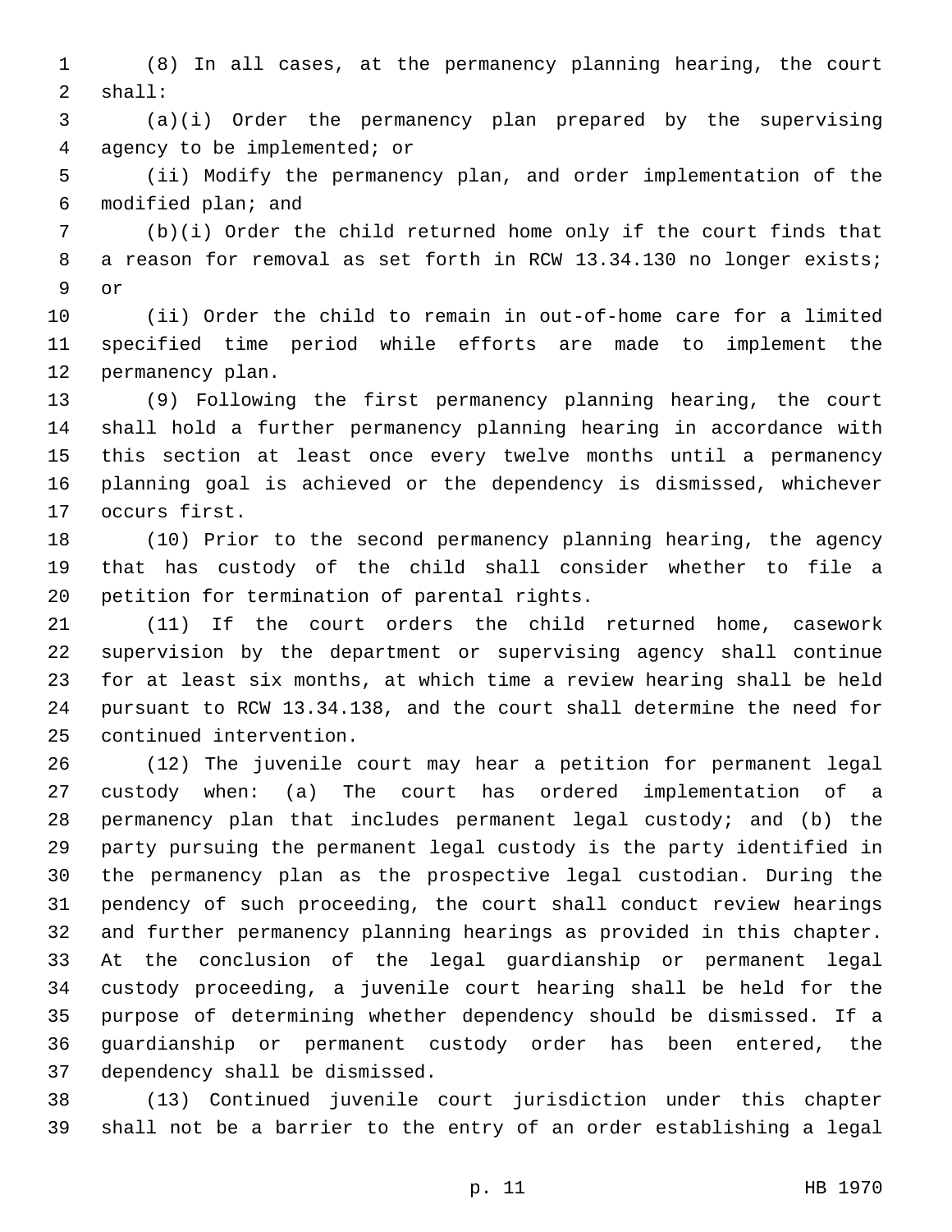(8) In all cases, at the permanency planning hearing, the court shall:

(a)(i) Order the permanency plan prepared by the supervising agency to be implemented; or

(ii) Modify the permanency plan, and order implementation of the modified plan; and

(b)(i) Order the child returned home only if the court finds that a reason for removal as set forth in RCW 13.34.130 no longer exists; or

(ii) Order the child to remain in out-of-home care for a limited specified time period while efforts are made to implement the permanency plan.

(9) Following the first permanency planning hearing, the court shall hold a further permanency planning hearing in accordance with this section at least once every twelve months until a permanency planning goal is achieved or the dependency is dismissed, whichever occurs first.

(10) Prior to the second permanency planning hearing, the agency that has custody of the child shall consider whether to file a petition for termination of parental rights.

(11) If the court orders the child returned home, casework supervision by the department or supervising agency shall continue for at least six months, at which time a review hearing shall be held pursuant to RCW 13.34.138, and the court shall determine the need for continued intervention.

(12) The juvenile court may hear a petition for permanent legal custody when: (a) The court has ordered implementation of a permanency plan that includes permanent legal custody; and (b) the party pursuing the permanent legal custody is the party identified in the permanency plan as the prospective legal custodian. During the pendency of such proceeding, the court shall conduct review hearings and further permanency planning hearings as provided in this chapter. At the conclusion of the legal guardianship or permanent legal custody proceeding, a juvenile court hearing shall be held for the purpose of determining whether dependency should be dismissed. If a guardianship or permanent custody order has been entered, the dependency shall be dismissed.

(13) Continued juvenile court jurisdiction under this chapter shall not be a barrier to the entry of an order establishing a legal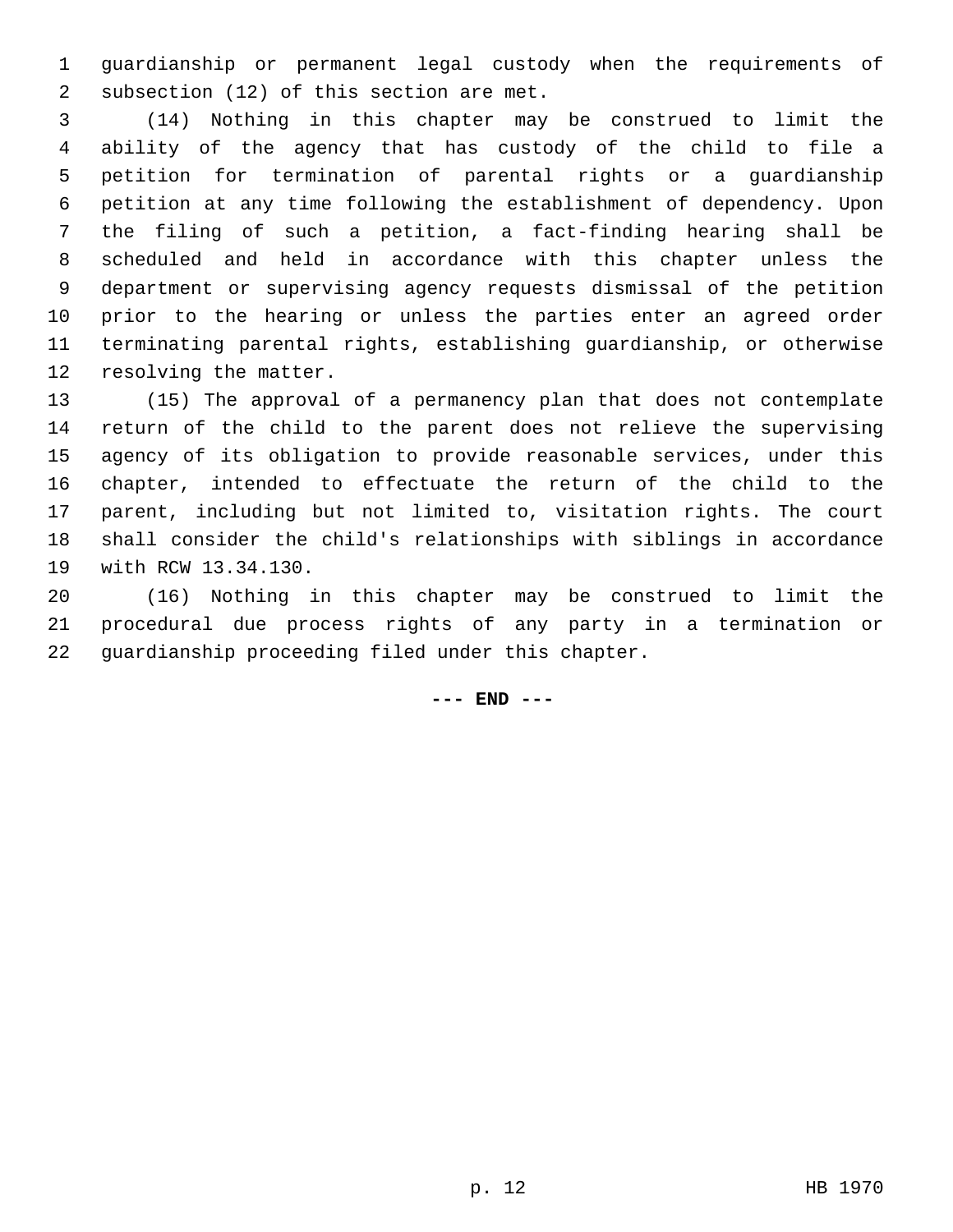guardianship or permanent legal custody when the requirements of subsection (12) of this section are met.

(14) Nothing in this chapter may be construed to limit the ability of the agency that has custody of the child to file a petition for termination of parental rights or a guardianship petition at any time following the establishment of dependency. Upon the filing of such a petition, a fact-finding hearing shall be scheduled and held in accordance with this chapter unless the department or supervising agency requests dismissal of the petition prior to the hearing or unless the parties enter an agreed order terminating parental rights, establishing guardianship, or otherwise resolving the matter.

(15) The approval of a permanency plan that does not contemplate return of the child to the parent does not relieve the supervising agency of its obligation to provide reasonable services, under this chapter, intended to effectuate the return of the child to the parent, including but not limited to, visitation rights. The court shall consider the child's relationships with siblings in accordance with RCW 13.34.130.

(16) Nothing in this chapter may be construed to limit the procedural due process rights of any party in a termination or guardianship proceeding filed under this chapter.

**--- END ---**